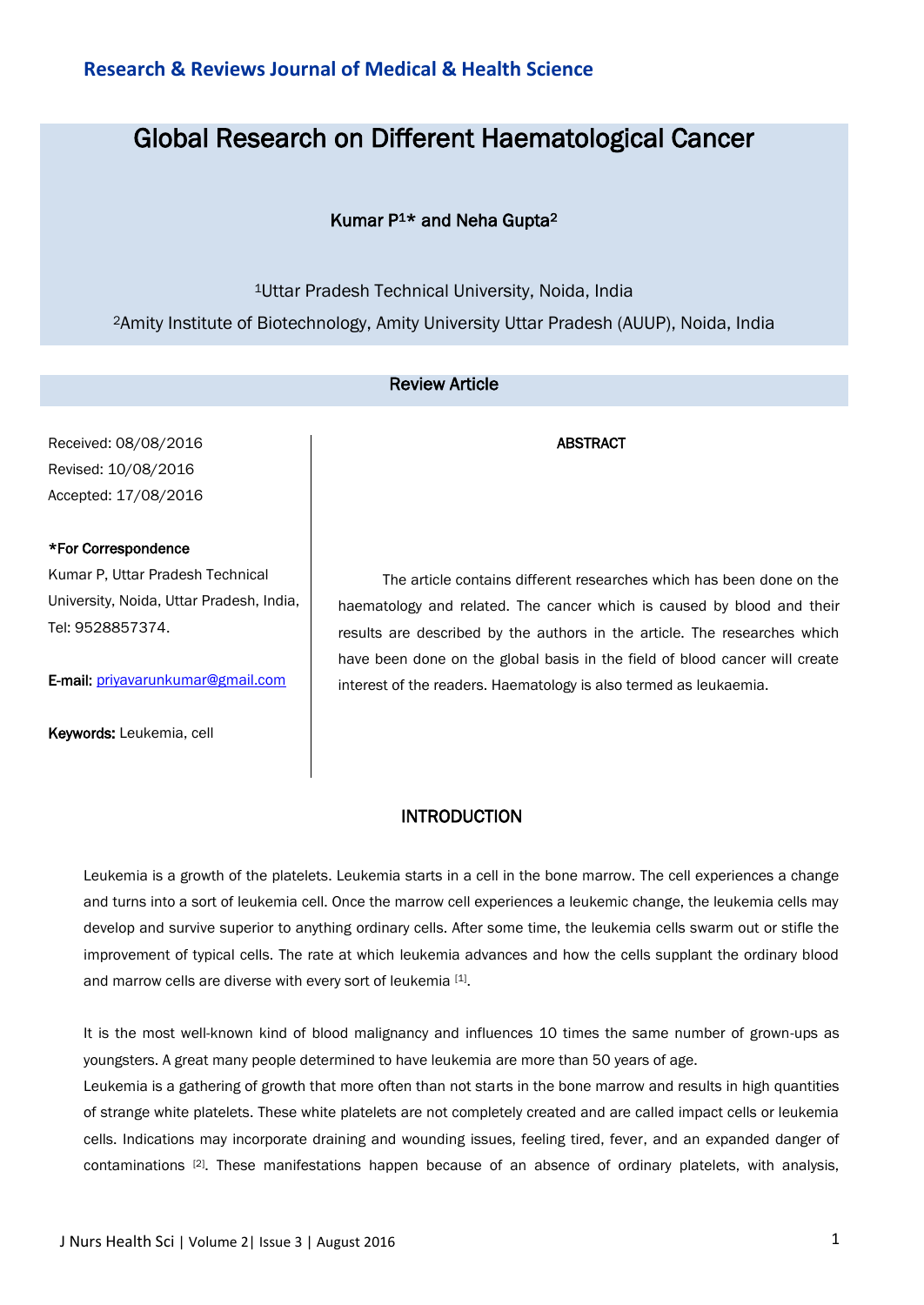Research & Reviews Journal of Medical & Health Science

# Global Research on Different Haematological Cancer

Kumar P[1]* and Neha Gupta[2]

[1]Uttar Pradesh Technical University, Noida, India

[2]Amity Institute of Biotechnology, Amity University Uttar Pradesh (AUUP), Noida, India

Review Article

Received: 08/08/2016

Revised: 10/08/2016

Accepted: 17/08/2016

**\*For Correspondence**

Kumar P, Uttar Pradesh Technical University, Noida, Uttar Pradesh, India, Tel: 9528857374.

**E-mail:** priyavarunkumar@gmail.com

**Keywords:** Leukemia, cell

## ABSTRACT

The article contains different researches which has been done on the haematology and related. The cancer which is caused by blood and their results are described by the authors in the article. The researches which have been done on the global basis in the field of blood cancer will create interest of the readers. Haematology is also termed as leukaemia.

## INTRODUCTION

Leukemia is a growth of the platelets. Leukemia starts in a cell in the bone marrow. The cell experiences a change and turns into a sort of leukemia cell. Once the marrow cell experiences a leukemic change, the leukemia cells may develop and survive superior to anything ordinary cells. After some time, the leukemia cells swarm out or stifle the improvement of typical cells. The rate at which leukemia advances and how the cells supplant the ordinary blood and marrow cells are diverse with every sort of leukemia [1].

It is the most well-known kind of blood malignancy and influences 10 times the same number of grown-ups as youngsters. A great many people determined to have leukemia are more than 50 years of age.

Leukemia is a gathering of growth that more often than not starts in the bone marrow and results in high quantities of strange white platelets. These white platelets are not completely created and are called impact cells or leukemia cells. Indications may incorporate draining and wounding issues, feeling tired, fever, and an expanded danger of contaminations [2]. These manifestations happen because of an absence of ordinary platelets, with analysis,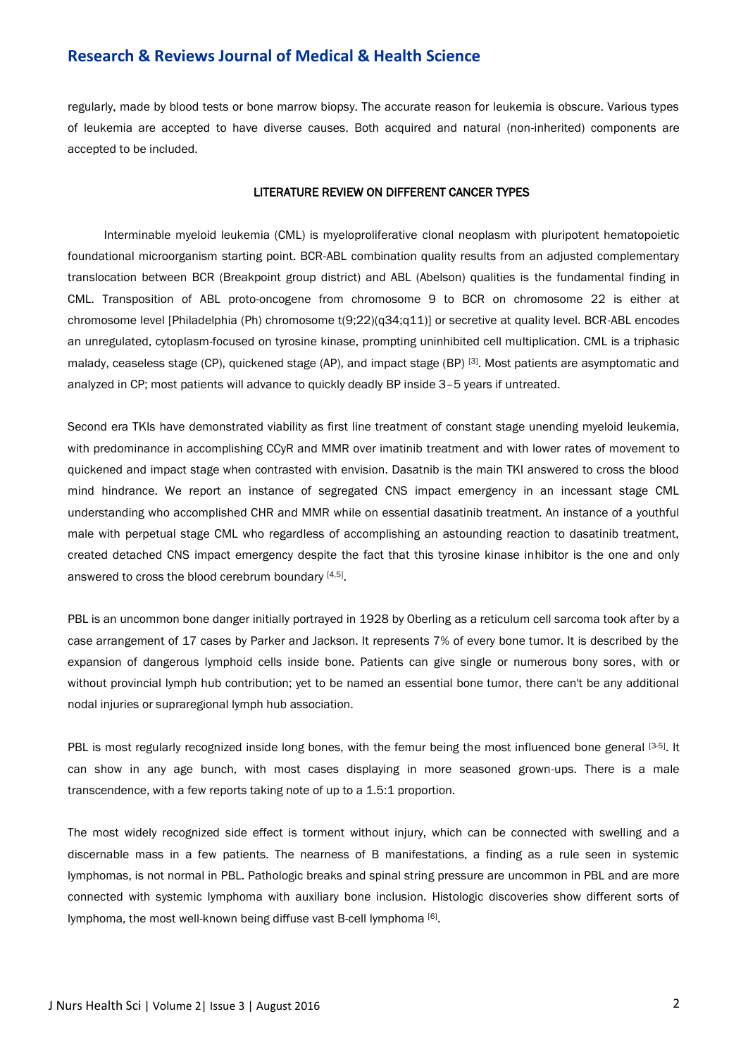regularly, made by blood tests or bone marrow biopsy. The accurate reason for leukemia is obscure. Various types of leukemia are accepted to have diverse causes. Both acquired and natural (non-inherited) components are accepted to be included.

## LITERATURE REVIEW ON DIFFERENT CANCER TYPES

Interminable myeloid leukemia (CML) is myeloproliferative clonal neoplasm with pluripotent hematopoietic foundational microorganism starting point. BCR-ABL combination quality results from an adjusted complementary translocation between BCR (Breakpoint group district) and ABL (Abelson) qualities is the fundamental finding in CML. Transposition of ABL proto-oncogene from chromosome 9 to BCR on chromosome 22 is either at chromosome level [Philadelphia (Ph) chromosome t(9;22)(q34;q11)] or secretive at quality level. BCR-ABL encodes an unregulated, cytoplasm-focused on tyrosine kinase, prompting uninhibited cell multiplication. CML is a triphasic malady, ceaseless stage (CP), quickened stage (AP), and impact stage (BP) [3]. Most patients are asymptomatic and analyzed in CP; most patients will advance to quickly deadly BP inside 3–5 years if untreated.

Second era TKIs have demonstrated viability as first line treatment of constant stage unending myeloid leukemia, with predominance in accomplishing CCyR and MMR over imatinib treatment and with lower rates of movement to quickened and impact stage when contrasted with envision. Dasatnib is the main TKI answered to cross the blood mind hindrance. We report an instance of segregated CNS impact emergency in an incessant stage CML understanding who accomplished CHR and MMR while on essential dasatinib treatment. An instance of a youthful male with perpetual stage CML who regardless of accomplishing an astounding reaction to dasatinib treatment, created detached CNS impact emergency despite the fact that this tyrosine kinase inhibitor is the one and only answered to cross the blood cerebrum boundary [4,5].

PBL is an uncommon bone danger initially portrayed in 1928 by Oberling as a reticulum cell sarcoma took after by a case arrangement of 17 cases by Parker and Jackson. It represents 7% of every bone tumor. It is described by the expansion of dangerous lymphoid cells inside bone. Patients can give single or numerous bony sores, with or without provincial lymph hub contribution; yet to be named an essential bone tumor, there can't be any additional nodal injuries or supraregional lymph hub association.

PBL is most regularly recognized inside long bones, with the femur being the most influenced bone general [3-5]. It can show in any age bunch, with most cases displaying in more seasoned grown-ups. There is a male transcendence, with a few reports taking note of up to a 1.5:1 proportion.

The most widely recognized side effect is torment without injury, which can be connected with swelling and a discernable mass in a few patients. The nearness of B manifestations, a finding as a rule seen in systemic lymphomas, is not normal in PBL. Pathologic breaks and spinal string pressure are uncommon in PBL and are more connected with systemic lymphoma with auxiliary bone inclusion. Histologic discoveries show different sorts of lymphoma, the most well-known being diffuse vast B-cell lymphoma [6].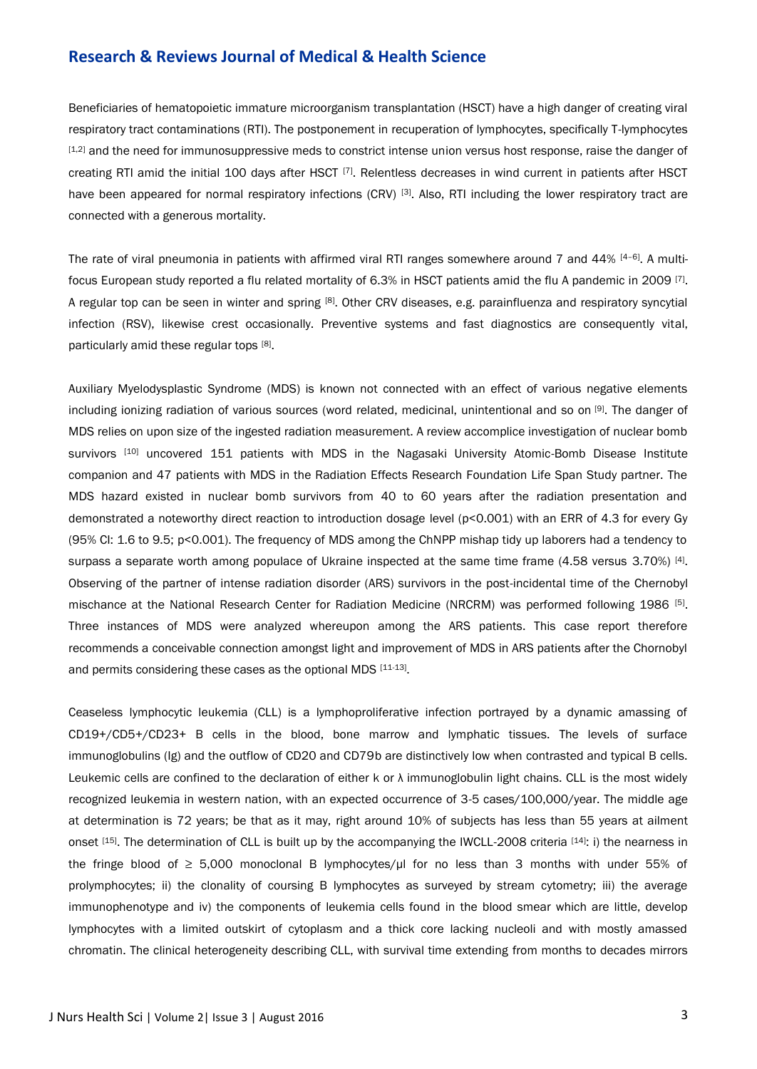Beneficiaries of hematopoietic immature microorganism transplantation (HSCT) have a high danger of creating viral respiratory tract contaminations (RTI). The postponement in recuperation of lymphocytes, specifically T-lymphocytes [1,2] and the need for immunosuppressive meds to constrict intense union versus host response, raise the danger of creating RTI amid the initial 100 days after HSCT [7]. Relentless decreases in wind current in patients after HSCT have been appeared for normal respiratory infections (CRV) [3]. Also, RTI including the lower respiratory tract are connected with a generous mortality.

The rate of viral pneumonia in patients with affirmed viral RTI ranges somewhere around 7 and 44% [4–6]. A multi-focus European study reported a flu related mortality of 6.3% in HSCT patients amid the flu A pandemic in 2009 [7]. A regular top can be seen in winter and spring [8]. Other CRV diseases, e.g. parainfluenza and respiratory syncytial infection (RSV), likewise crest occasionally. Preventive systems and fast diagnostics are consequently vital, particularly amid these regular tops [8].

Auxiliary Myelodysplastic Syndrome (MDS) is known not connected with an effect of various negative elements including ionizing radiation of various sources (word related, medicinal, unintentional and so on [9]. The danger of MDS relies on upon size of the ingested radiation measurement. A review accomplice investigation of nuclear bomb survivors [10] uncovered 151 patients with MDS in the Nagasaki University Atomic-Bomb Disease Institute companion and 47 patients with MDS in the Radiation Effects Research Foundation Life Span Study partner. The MDS hazard existed in nuclear bomb survivors from 40 to 60 years after the radiation presentation and demonstrated a noteworthy direct reaction to introduction dosage level ($p<0.001$) with an ERR of 4.3 for every Gy (95% CI: 1.6 to 9.5; $p<0.001$). The frequency of MDS among the ChNPP mishap tidy up laborers had a tendency to surpass a separate worth among populace of Ukraine inspected at the same time frame (4.58 versus 3.70%) [4]. Observing of the partner of intense radiation disorder (ARS) survivors in the post-incidental time of the Chernobyl mischance at the National Research Center for Radiation Medicine (NRCRM) was performed following 1986 [5]. Three instances of MDS were analyzed whereupon among the ARS patients. This case report therefore recommends a conceivable connection amongst light and improvement of MDS in ARS patients after the Chornobyl and permits considering these cases as the optional MDS [11-13].

Ceaseless lymphocytic leukemia (CLL) is a lymphoproliferative infection portrayed by a dynamic amassing of CD19+/CD5+/CD23+ B cells in the blood, bone marrow and lymphatic tissues. The levels of surface immunoglobulins (Ig) and the outflow of CD20 and CD79b are distinctively low when contrasted and typical B cells. Leukemic cells are confined to the declaration of either k or λ immunoglobulin light chains. CLL is the most widely recognized leukemia in western nation, with an expected occurrence of 3-5 cases/100,000/year. The middle age at determination is 72 years; be that as it may, right around 10% of subjects has less than 55 years at ailment onset [15]. The determination of CLL is built up by the accompanying the IWCLL-2008 criteria [14]: i) the nearness in the fringe blood of ≥ 5,000 monoclonal B lymphocytes/μl for no less than 3 months with under 55% of prolymphocytes; ii) the clonality of coursing B lymphocytes as surveyed by stream cytometry; iii) the average immunophenotype and iv) the components of leukemia cells found in the blood smear which are little, develop lymphocytes with a limited outskirt of cytoplasm and a thick core lacking nucleoli and with mostly amassed chromatin. The clinical heterogeneity describing CLL, with survival time extending from months to decades mirrors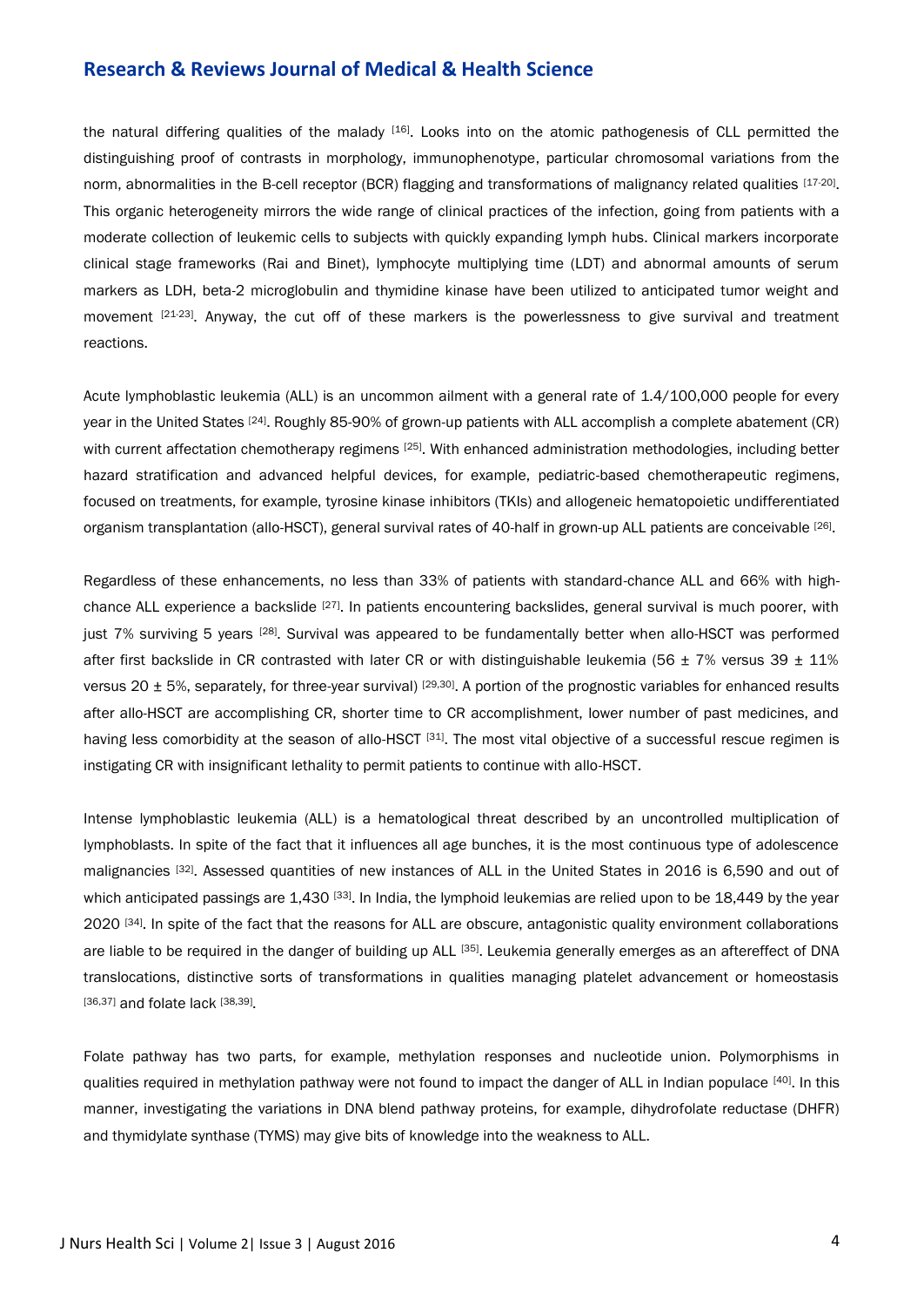the natural differing qualities of the malady [16]. Looks into on the atomic pathogenesis of CLL permitted the distinguishing proof of contrasts in morphology, immunophenotype, particular chromosomal variations from the norm, abnormalities in the B-cell receptor (BCR) flagging and transformations of malignancy related qualities [17-20]. This organic heterogeneity mirrors the wide range of clinical practices of the infection, going from patients with a moderate collection of leukemic cells to subjects with quickly expanding lymph hubs. Clinical markers incorporate clinical stage frameworks (Rai and Binet), lymphocyte multiplying time (LDT) and abnormal amounts of serum markers as LDH, beta-2 microglobulin and thymidine kinase have been utilized to anticipated tumor weight and movement [21-23]. Anyway, the cut off of these markers is the powerlessness to give survival and treatment reactions.

Acute lymphoblastic leukemia (ALL) is an uncommon ailment with a general rate of 1.4/100,000 people for every year in the United States [24]. Roughly 85-90% of grown-up patients with ALL accomplish a complete abatement (CR) with current affectation chemotherapy regimens [25]. With enhanced administration methodologies, including better hazard stratification and advanced helpful devices, for example, pediatric-based chemotherapeutic regimens, focused on treatments, for example, tyrosine kinase inhibitors (TKIs) and allogeneic hematopoietic undifferentiated organism transplantation (allo-HSCT), general survival rates of 40-half in grown-up ALL patients are conceivable [26].

Regardless of these enhancements, no less than 33% of patients with standard-chance ALL and 66% with high-chance ALL experience a backslide [27]. In patients encountering backslides, general survival is much poorer, with just 7% surviving 5 years [28]. Survival was appeared to be fundamentally better when allo-HSCT was performed after first backslide in CR contrasted with later CR or with distinguishable leukemia (56 ± 7% versus 39 ± 11% versus 20 ± 5%, separately, for three-year survival) [29,30]. A portion of the prognostic variables for enhanced results after allo-HSCT are accomplishing CR, shorter time to CR accomplishment, lower number of past medicines, and having less comorbidity at the season of allo-HSCT [31]. The most vital objective of a successful rescue regimen is instigating CR with insignificant lethality to permit patients to continue with allo-HSCT.

Intense lymphoblastic leukemia (ALL) is a hematological threat described by an uncontrolled multiplication of lymphoblasts. In spite of the fact that it influences all age bunches, it is the most continuous type of adolescence malignancies [32]. Assessed quantities of new instances of ALL in the United States in 2016 is 6,590 and out of which anticipated passings are 1,430 [33]. In India, the lymphoid leukemias are relied upon to be 18,449 by the year 2020 [34]. In spite of the fact that the reasons for ALL are obscure, antagonistic quality environment collaborations are liable to be required in the danger of building up ALL [35]. Leukemia generally emerges as an aftereffect of DNA translocations, distinctive sorts of transformations in qualities managing platelet advancement or homeostasis [36,37] and folate lack [38,39].

Folate pathway has two parts, for example, methylation responses and nucleotide union. Polymorphisms in qualities required in methylation pathway were not found to impact the danger of ALL in Indian populace [40]. In this manner, investigating the variations in DNA blend pathway proteins, for example, dihydrofolate reductase (DHFR) and thymidylate synthase (TYMS) may give bits of knowledge into the weakness to ALL.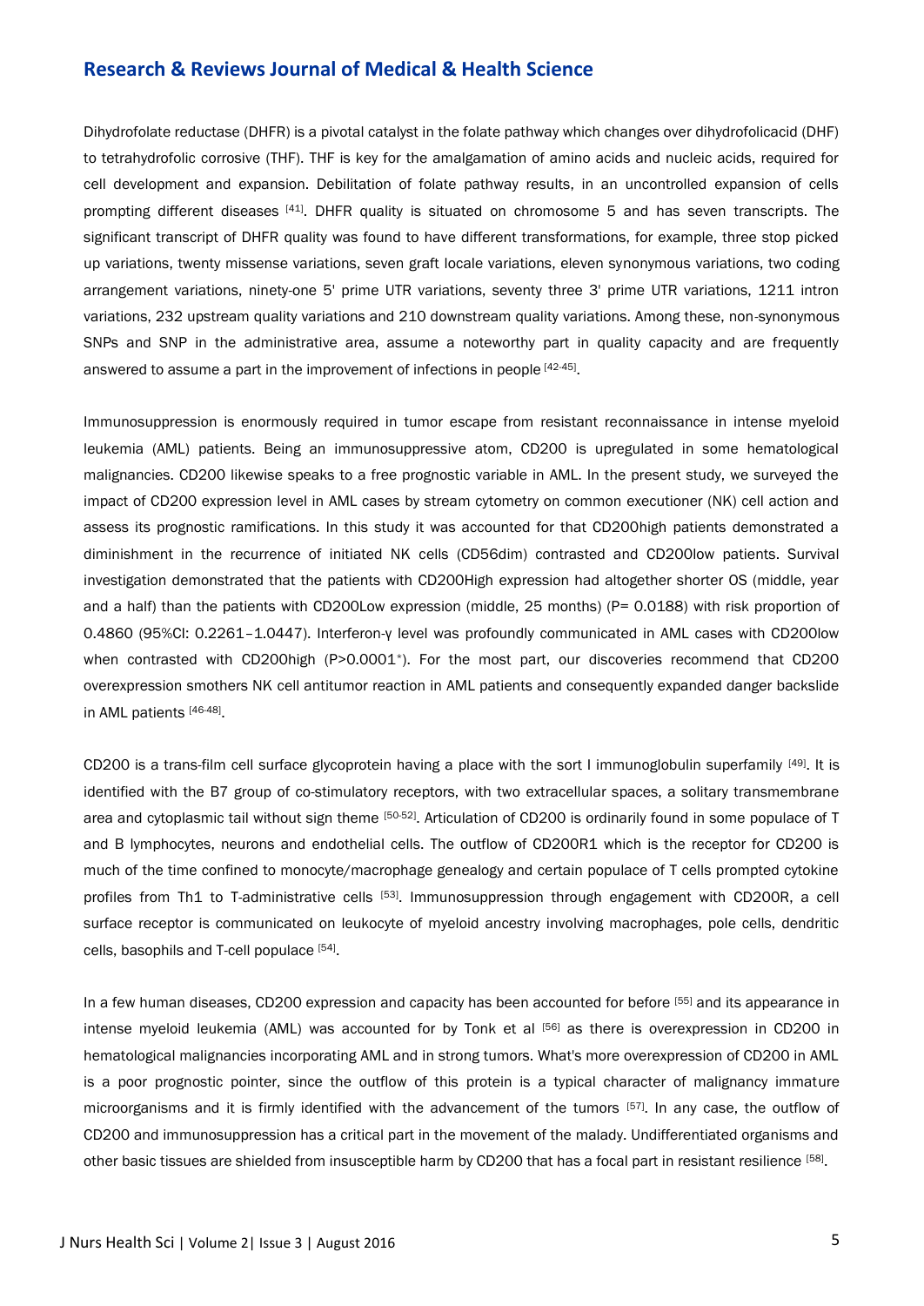Dihydrofolate reductase (DHFR) is a pivotal catalyst in the folate pathway which changes over dihydrofolicacid (DHF) to tetrahydrofolic corrosive (THF). THF is key for the amalgamation of amino acids and nucleic acids, required for cell development and expansion. Debilitation of folate pathway results, in an uncontrolled expansion of cells prompting different diseases [41]. DHFR quality is situated on chromosome 5 and has seven transcripts. The significant transcript of DHFR quality was found to have different transformations, for example, three stop picked up variations, twenty missense variations, seven graft locale variations, eleven synonymous variations, two coding arrangement variations, ninety-one 5' prime UTR variations, seventy three 3' prime UTR variations, 1211 intron variations, 232 upstream quality variations and 210 downstream quality variations. Among these, non-synonymous SNPs and SNP in the administrative area, assume a noteworthy part in quality capacity and are frequently answered to assume a part in the improvement of infections in people [42-45].

Immunosuppression is enormously required in tumor escape from resistant reconnaissance in intense myeloid leukemia (AML) patients. Being an immunosuppressive atom, CD200 is upregulated in some hematological malignancies. CD200 likewise speaks to a free prognostic variable in AML. In the present study, we surveyed the impact of CD200 expression level in AML cases by stream cytometry on common executioner (NK) cell action and assess its prognostic ramifications. In this study it was accounted for that CD200high patients demonstrated a diminishment in the recurrence of initiated NK cells (CD56dim) contrasted and CD200low patients. Survival investigation demonstrated that the patients with CD200High expression had altogether shorter OS (middle, year and a half) than the patients with CD200Low expression (middle, 25 months) (P= 0.0188) with risk proportion of 0.4860 (95%CI: 0.2261–1.0447). Interferon-γ level was profoundly communicated in AML cases with CD200low when contrasted with CD200high (P>0.0001*). For the most part, our discoveries recommend that CD200 overexpression smothers NK cell antitumor reaction in AML patients and consequently expanded danger backslide in AML patients [46-48].

CD200 is a trans-film cell surface glycoprotein having a place with the sort I immunoglobulin superfamily [49]. It is identified with the B7 group of co-stimulatory receptors, with two extracellular spaces, a solitary transmembrane area and cytoplasmic tail without sign theme [50-52]. Articulation of CD200 is ordinarily found in some populace of T and B lymphocytes, neurons and endothelial cells. The outflow of CD200R1 which is the receptor for CD200 is much of the time confined to monocyte/macrophage genealogy and certain populace of T cells prompted cytokine profiles from Th1 to T-administrative cells [53]. Immunosuppression through engagement with CD200R, a cell surface receptor is communicated on leukocyte of myeloid ancestry involving macrophages, pole cells, dendritic cells, basophils and T-cell populace [54].

In a few human diseases, CD200 expression and capacity has been accounted for before [55] and its appearance in intense myeloid leukemia (AML) was accounted for by Tonk et al [56] as there is overexpression in CD200 in hematological malignancies incorporating AML and in strong tumors. What's more overexpression of CD200 in AML is a poor prognostic pointer, since the outflow of this protein is a typical character of malignancy immature microorganisms and it is firmly identified with the advancement of the tumors [57]. In any case, the outflow of CD200 and immunosuppression has a critical part in the movement of the malady. Undifferentiated organisms and other basic tissues are shielded from insusceptible harm by CD200 that has a focal part in resistant resilience [58].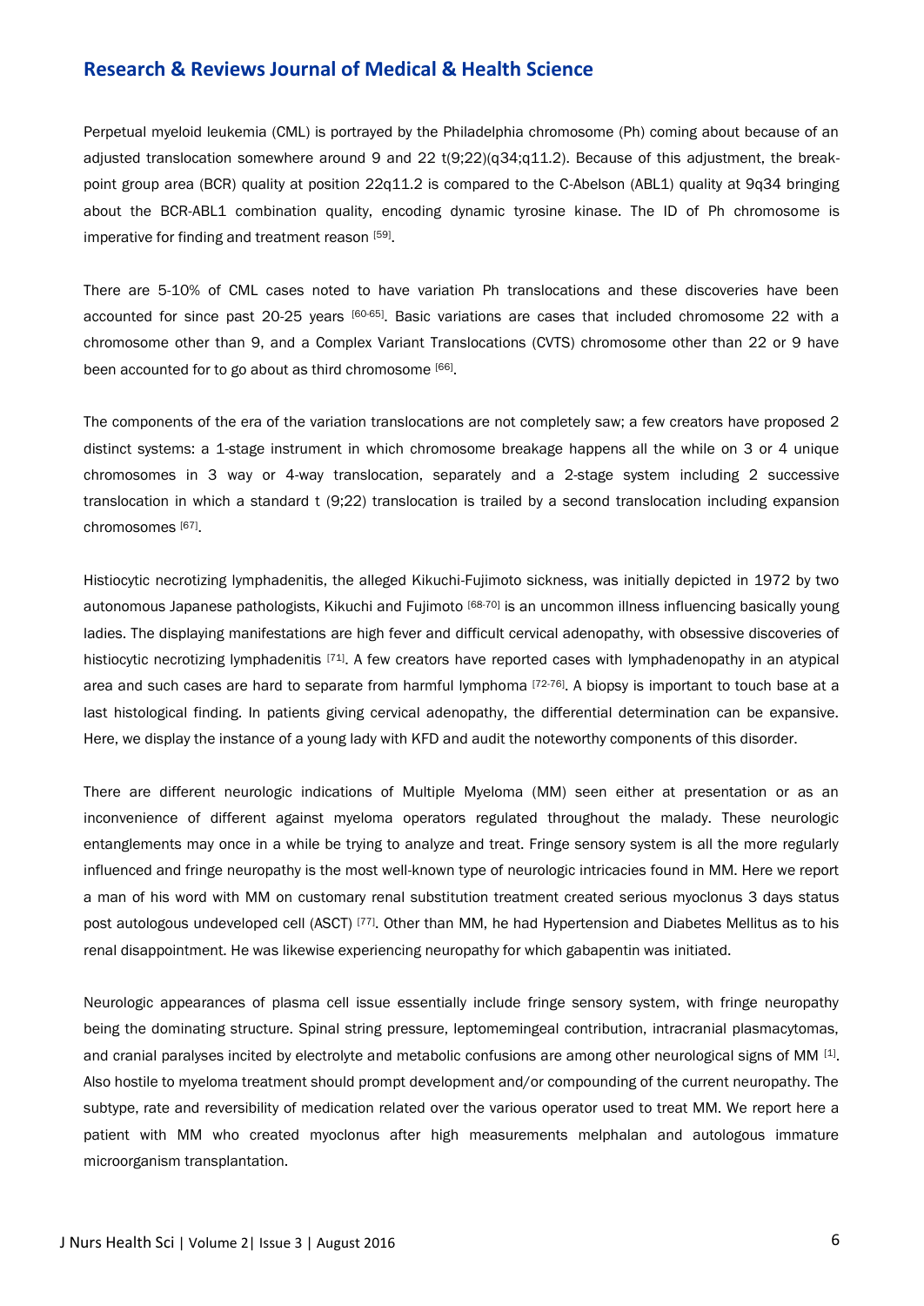Perpetual myeloid leukemia (CML) is portrayed by the Philadelphia chromosome (Ph) coming about because of an adjusted translocation somewhere around 9 and 22 t(9;22)(q34;q11.2). Because of this adjustment, the break-point group area (BCR) quality at position 22q11.2 is compared to the C-Abelson (ABL1) quality at 9q34 bringing about the BCR-ABL1 combination quality, encoding dynamic tyrosine kinase. The ID of Ph chromosome is imperative for finding and treatment reason [59].

There are 5-10% of CML cases noted to have variation Ph translocations and these discoveries have been accounted for since past 20-25 years [60-65]. Basic variations are cases that included chromosome 22 with a chromosome other than 9, and a Complex Variant Translocations (CVTS) chromosome other than 22 or 9 have been accounted for to go about as third chromosome [66].

The components of the era of the variation translocations are not completely saw; a few creators have proposed 2 distinct systems: a 1-stage instrument in which chromosome breakage happens all the while on 3 or 4 unique chromosomes in 3 way or 4-way translocation, separately and a 2-stage system including 2 successive translocation in which a standard t (9;22) translocation is trailed by a second translocation including expansion chromosomes [67].

Histiocytic necrotizing lymphadenitis, the alleged Kikuchi-Fujimoto sickness, was initially depicted in 1972 by two autonomous Japanese pathologists, Kikuchi and Fujimoto [68-70] is an uncommon illness influencing basically young ladies. The displaying manifestations are high fever and difficult cervical adenopathy, with obsessive discoveries of histiocytic necrotizing lymphadenitis [71]. A few creators have reported cases with lymphadenopathy in an atypical area and such cases are hard to separate from harmful lymphoma [72-76]. A biopsy is important to touch base at a last histological finding. In patients giving cervical adenopathy, the differential determination can be expansive. Here, we display the instance of a young lady with KFD and audit the noteworthy components of this disorder.

There are different neurologic indications of Multiple Myeloma (MM) seen either at presentation or as an inconvenience of different against myeloma operators regulated throughout the malady. These neurologic entanglements may once in a while be trying to analyze and treat. Fringe sensory system is all the more regularly influenced and fringe neuropathy is the most well-known type of neurologic intricacies found in MM. Here we report a man of his word with MM on customary renal substitution treatment created serious myoclonus 3 days status post autologous undeveloped cell (ASCT) [77]. Other than MM, he had Hypertension and Diabetes Mellitus as to his renal disappointment. He was likewise experiencing neuropathy for which gabapentin was initiated.

Neurologic appearances of plasma cell issue essentially include fringe sensory system, with fringe neuropathy being the dominating structure. Spinal string pressure, leptomemingeal contribution, intracranial plasmacytomas, and cranial paralyses incited by electrolyte and metabolic confusions are among other neurological signs of MM [1]. Also hostile to myeloma treatment should prompt development and/or compounding of the current neuropathy. The subtype, rate and reversibility of medication related over the various operator used to treat MM. We report here a patient with MM who created myoclonus after high measurements melphalan and autologous immature microorganism transplantation.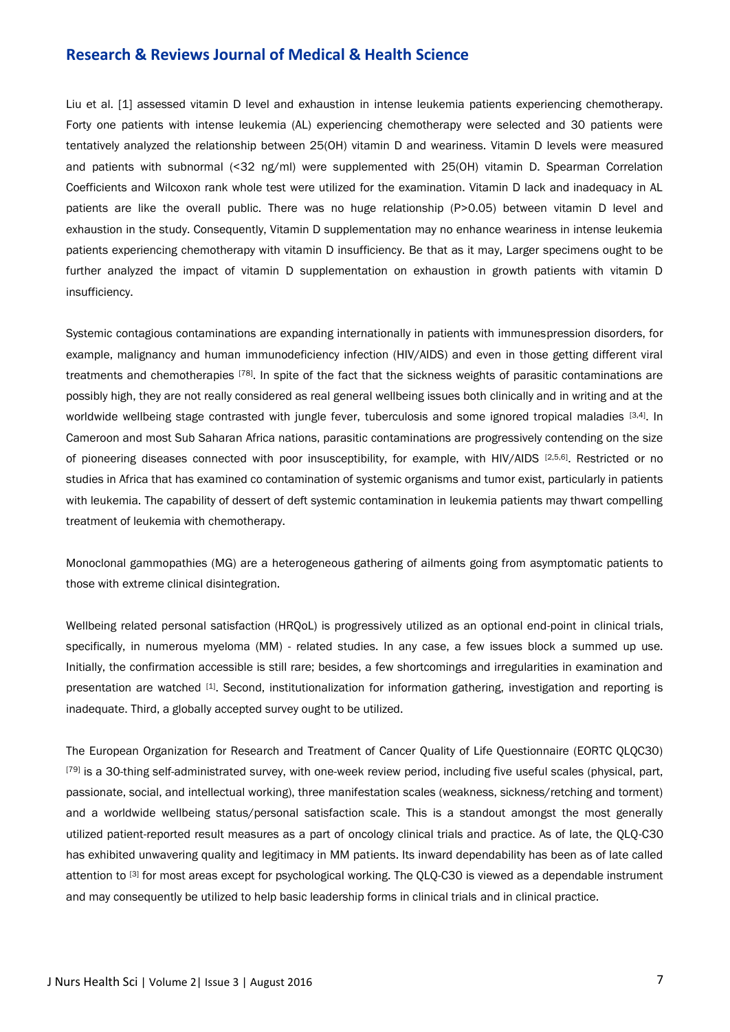Liu et al. [1] assessed vitamin D level and exhaustion in intense leukemia patients experiencing chemotherapy. Forty one patients with intense leukemia (AL) experiencing chemotherapy were selected and 30 patients were tentatively analyzed the relationship between 25(OH) vitamin D and weariness. Vitamin D levels were measured and patients with subnormal (<32 ng/ml) were supplemented with 25(OH) vitamin D. Spearman Correlation Coefficients and Wilcoxon rank whole test were utilized for the examination. Vitamin D lack and inadequacy in AL patients are like the overall public. There was no huge relationship (P>0.05) between vitamin D level and exhaustion in the study. Consequently, Vitamin D supplementation may no enhance weariness in intense leukemia patients experiencing chemotherapy with vitamin D insufficiency. Be that as it may, Larger specimens ought to be further analyzed the impact of vitamin D supplementation on exhaustion in growth patients with vitamin D insufficiency.

Systemic contagious contaminations are expanding internationally in patients with immunespression disorders, for example, malignancy and human immunodeficiency infection (HIV/AIDS) and even in those getting different viral treatments and chemotherapies [78]. In spite of the fact that the sickness weights of parasitic contaminations are possibly high, they are not really considered as real general wellbeing issues both clinically and in writing and at the worldwide wellbeing stage contrasted with jungle fever, tuberculosis and some ignored tropical maladies [3,4]. In Cameroon and most Sub Saharan Africa nations, parasitic contaminations are progressively contending on the size of pioneering diseases connected with poor insusceptibility, for example, with HIV/AIDS [2,5,6]. Restricted or no studies in Africa that has examined co contamination of systemic organisms and tumor exist, particularly in patients with leukemia. The capability of dessert of deft systemic contamination in leukemia patients may thwart compelling treatment of leukemia with chemotherapy.

Monoclonal gammopathies (MG) are a heterogeneous gathering of ailments going from asymptomatic patients to those with extreme clinical disintegration.

Wellbeing related personal satisfaction (HRQoL) is progressively utilized as an optional end-point in clinical trials, specifically, in numerous myeloma (MM) - related studies. In any case, a few issues block a summed up use. Initially, the confirmation accessible is still rare; besides, a few shortcomings and irregularities in examination and presentation are watched [1]. Second, institutionalization for information gathering, investigation and reporting is inadequate. Third, a globally accepted survey ought to be utilized.

The European Organization for Research and Treatment of Cancer Quality of Life Questionnaire (EORTC QLQC30) [79] is a 30-thing self-administrated survey, with one-week review period, including five useful scales (physical, part, passionate, social, and intellectual working), three manifestation scales (weakness, sickness/retching and torment) and a worldwide wellbeing status/personal satisfaction scale. This is a standout amongst the most generally utilized patient-reported result measures as a part of oncology clinical trials and practice. As of late, the QLQ-C30 has exhibited unwavering quality and legitimacy in MM patients. Its inward dependability has been as of late called attention to [3] for most areas except for psychological working. The QLQ-C30 is viewed as a dependable instrument and may consequently be utilized to help basic leadership forms in clinical trials and in clinical practice.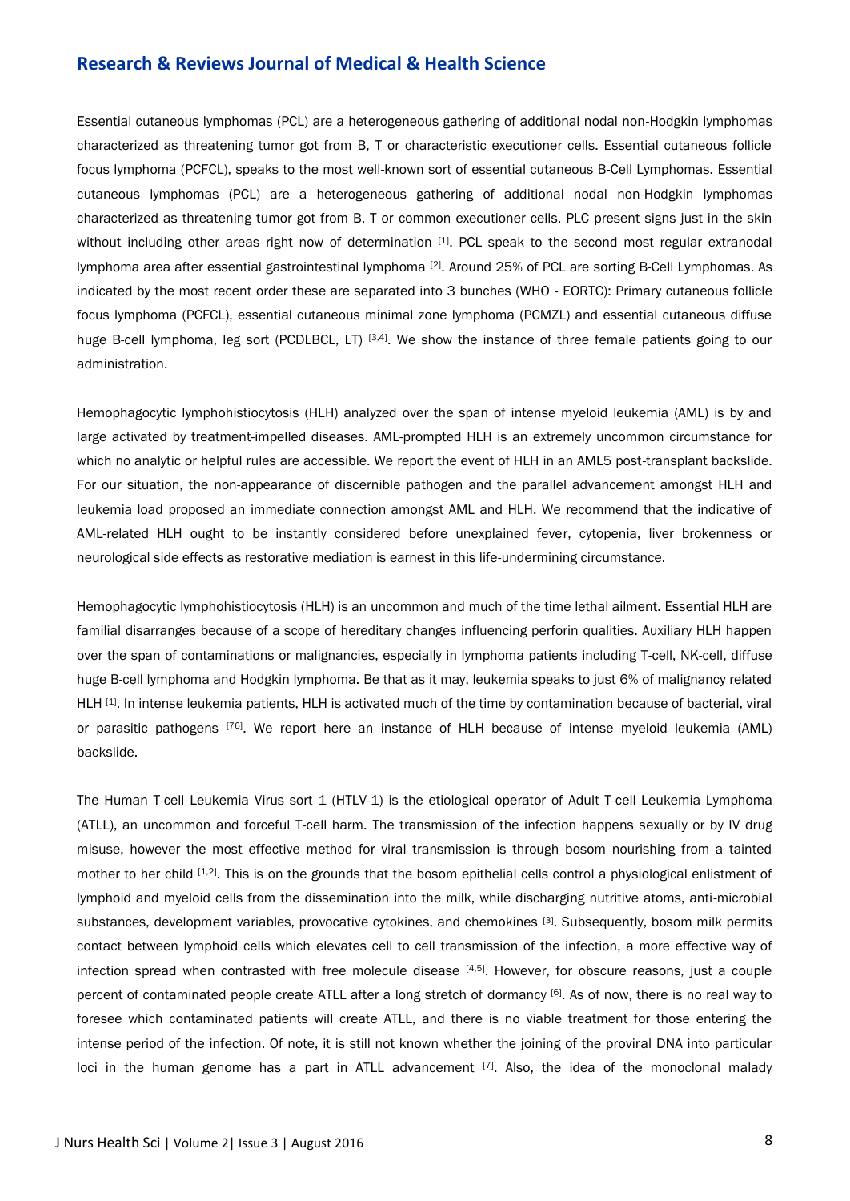Essential cutaneous lymphomas (PCL) are a heterogeneous gathering of additional nodal non-Hodgkin lymphomas characterized as threatening tumor got from B, T or characteristic executioner cells. Essential cutaneous follicle focus lymphoma (PCFCL), speaks to the most well-known sort of essential cutaneous B-Cell Lymphomas. Essential cutaneous lymphomas (PCL) are a heterogeneous gathering of additional nodal non-Hodgkin lymphomas characterized as threatening tumor got from B, T or common executioner cells. PLC present signs just in the skin without including other areas right now of determination [1]. PCL speak to the second most regular extranodal lymphoma area after essential gastrointestinal lymphoma [2]. Around 25% of PCL are sorting B-Cell Lymphomas. As indicated by the most recent order these are separated into 3 bunches (WHO - EORTC): Primary cutaneous follicle focus lymphoma (PCFCL), essential cutaneous minimal zone lymphoma (PCMZL) and essential cutaneous diffuse huge B-cell lymphoma, leg sort (PCDLBCL, LT) [3,4]. We show the instance of three female patients going to our administration.

Hemophagocytic lymphohistiocytosis (HLH) analyzed over the span of intense myeloid leukemia (AML) is by and large activated by treatment-impelled diseases. AML-prompted HLH is an extremely uncommon circumstance for which no analytic or helpful rules are accessible. We report the event of HLH in an AML5 post-transplant backslide. For our situation, the non-appearance of discernible pathogen and the parallel advancement amongst HLH and leukemia load proposed an immediate connection amongst AML and HLH. We recommend that the indicative of AML-related HLH ought to be instantly considered before unexplained fever, cytopenia, liver brokenness or neurological side effects as restorative mediation is earnest in this life-undermining circumstance.

Hemophagocytic lymphohistiocytosis (HLH) is an uncommon and much of the time lethal ailment. Essential HLH are familial disarranges because of a scope of hereditary changes influencing perforin qualities. Auxiliary HLH happen over the span of contaminations or malignancies, especially in lymphoma patients including T-cell, NK-cell, diffuse huge B-cell lymphoma and Hodgkin lymphoma. Be that as it may, leukemia speaks to just 6% of malignancy related HLH [1]. In intense leukemia patients, HLH is activated much of the time by contamination because of bacterial, viral or parasitic pathogens [76]. We report here an instance of HLH because of intense myeloid leukemia (AML) backslide.

The Human T-cell Leukemia Virus sort 1 (HTLV-1) is the etiological operator of Adult T-cell Leukemia Lymphoma (ATLL), an uncommon and forceful T-cell harm. The transmission of the infection happens sexually or by IV drug misuse, however the most effective method for viral transmission is through bosom nourishing from a tainted mother to her child [1,2]. This is on the grounds that the bosom epithelial cells control a physiological enlistment of lymphoid and myeloid cells from the dissemination into the milk, while discharging nutritive atoms, anti-microbial substances, development variables, provocative cytokines, and chemokines [3]. Subsequently, bosom milk permits contact between lymphoid cells which elevates cell to cell transmission of the infection, a more effective way of infection spread when contrasted with free molecule disease [4,5]. However, for obscure reasons, just a couple percent of contaminated people create ATLL after a long stretch of dormancy [6]. As of now, there is no real way to foresee which contaminated patients will create ATLL, and there is no viable treatment for those entering the intense period of the infection. Of note, it is still not known whether the joining of the proviral DNA into particular loci in the human genome has a part in ATLL advancement [7]. Also, the idea of the monoclonal malady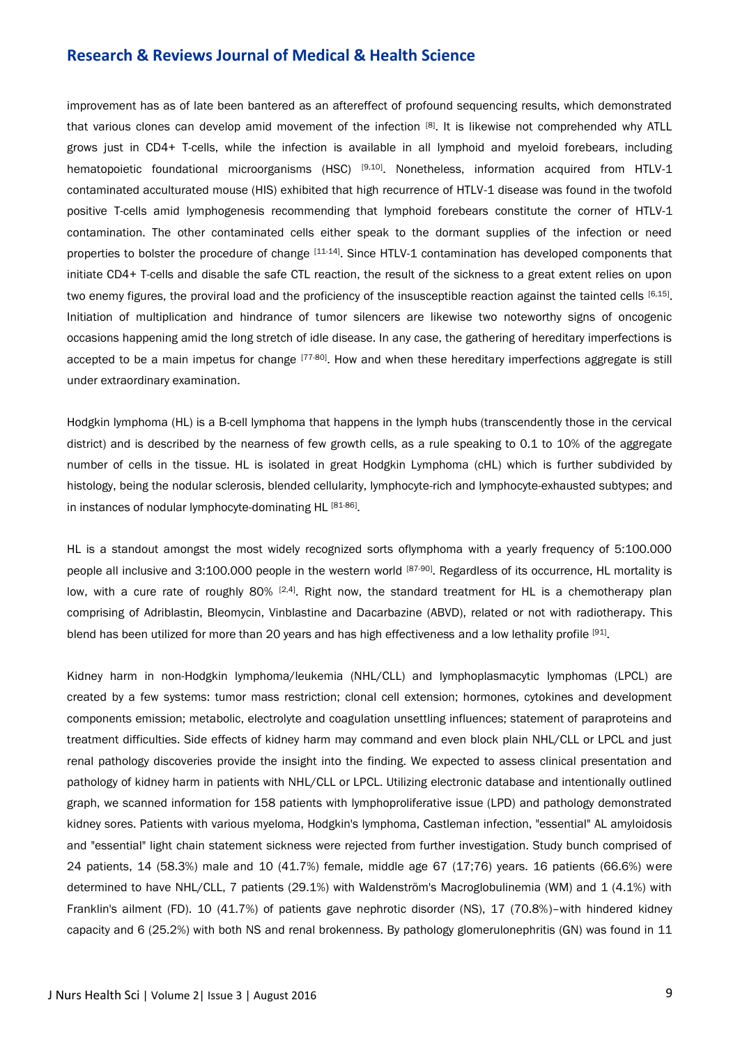improvement has as of late been bantered as an aftereffect of profound sequencing results, which demonstrated that various clones can develop amid movement of the infection [8]. It is likewise not comprehended why ATLL grows just in CD4+ T-cells, while the infection is available in all lymphoid and myeloid forebears, including hematopoietic foundational microorganisms (HSC) [9,10]. Nonetheless, information acquired from HTLV-1 contaminated acculturated mouse (HIS) exhibited that high recurrence of HTLV-1 disease was found in the twofold positive T-cells amid lymphogenesis recommending that lymphoid forebears constitute the corner of HTLV-1 contamination. The other contaminated cells either speak to the dormant supplies of the infection or need properties to bolster the procedure of change [11-14]. Since HTLV-1 contamination has developed components that initiate CD4+ T-cells and disable the safe CTL reaction, the result of the sickness to a great extent relies on upon two enemy figures, the proviral load and the proficiency of the insusceptible reaction against the tainted cells [6,15]. Initiation of multiplication and hindrance of tumor silencers are likewise two noteworthy signs of oncogenic occasions happening amid the long stretch of idle disease. In any case, the gathering of hereditary imperfections is accepted to be a main impetus for change [77-80]. How and when these hereditary imperfections aggregate is still under extraordinary examination.

Hodgkin lymphoma (HL) is a B-cell lymphoma that happens in the lymph hubs (transcendently those in the cervical district) and is described by the nearness of few growth cells, as a rule speaking to 0.1 to 10% of the aggregate number of cells in the tissue. HL is isolated in great Hodgkin Lymphoma (cHL) which is further subdivided by histology, being the nodular sclerosis, blended cellularity, lymphocyte-rich and lymphocyte-exhausted subtypes; and in instances of nodular lymphocyte-dominating HL [81-86].

HL is a standout amongst the most widely recognized sorts oflymphoma with a yearly frequency of 5:100.000 people all inclusive and 3:100.000 people in the western world [87-90]. Regardless of its occurrence, HL mortality is low, with a cure rate of roughly 80% [2,4]. Right now, the standard treatment for HL is a chemotherapy plan comprising of Adriblastin, Bleomycin, Vinblastine and Dacarbazine (ABVD), related or not with radiotherapy. This blend has been utilized for more than 20 years and has high effectiveness and a low lethality profile [91].

Kidney harm in non-Hodgkin lymphoma/leukemia (NHL/CLL) and lymphoplasmacytic lymphomas (LPCL) are created by a few systems: tumor mass restriction; clonal cell extension; hormones, cytokines and development components emission; metabolic, electrolyte and coagulation unsettling influences; statement of paraproteins and treatment difficulties. Side effects of kidney harm may command and even block plain NHL/CLL or LPCL and just renal pathology discoveries provide the insight into the finding. We expected to assess clinical presentation and pathology of kidney harm in patients with NHL/CLL or LPCL. Utilizing electronic database and intentionally outlined graph, we scanned information for 158 patients with lymphoproliferative issue (LPD) and pathology demonstrated kidney sores. Patients with various myeloma, Hodgkin's lymphoma, Castleman infection, "essential" AL amyloidosis and "essential" light chain statement sickness were rejected from further investigation. Study bunch comprised of 24 patients, 14 (58.3%) male and 10 (41.7%) female, middle age 67 (17;76) years. 16 patients (66.6%) were determined to have NHL/CLL, 7 patients (29.1%) with Waldenström's Macroglobulinemia (WM) and 1 (4.1%) with Franklin's ailment (FD). 10 (41.7%) of patients gave nephrotic disorder (NS), 17 (70.8%)–with hindered kidney capacity and 6 (25.2%) with both NS and renal brokenness. By pathology glomerulonephritis (GN) was found in 11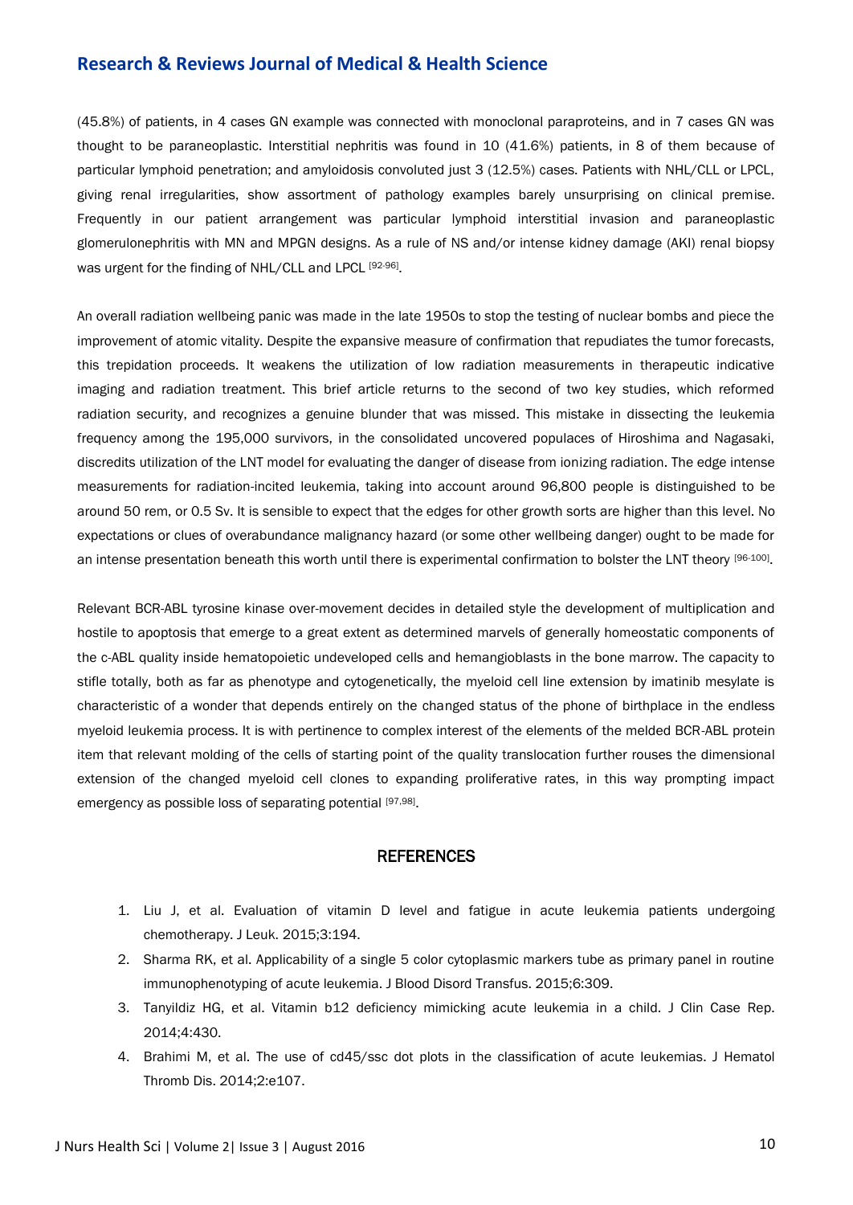(45.8%) of patients, in 4 cases GN example was connected with monoclonal paraproteins, and in 7 cases GN was thought to be paraneoplastic. Interstitial nephritis was found in 10 (41.6%) patients, in 8 of them because of particular lymphoid penetration; and amyloidosis convoluted just 3 (12.5%) cases. Patients with NHL/CLL or LPCL, giving renal irregularities, show assortment of pathology examples barely unsurprising on clinical premise. Frequently in our patient arrangement was particular lymphoid interstitial invasion and paraneoplastic glomerulonephritis with MN and MPGN designs. As a rule of NS and/or intense kidney damage (AKI) renal biopsy was urgent for the finding of NHL/CLL and LPCL [92-96].

An overall radiation wellbeing panic was made in the late 1950s to stop the testing of nuclear bombs and piece the improvement of atomic vitality. Despite the expansive measure of confirmation that repudiates the tumor forecasts, this trepidation proceeds. It weakens the utilization of low radiation measurements in therapeutic indicative imaging and radiation treatment. This brief article returns to the second of two key studies, which reformed radiation security, and recognizes a genuine blunder that was missed. This mistake in dissecting the leukemia frequency among the 195,000 survivors, in the consolidated uncovered populaces of Hiroshima and Nagasaki, discredits utilization of the LNT model for evaluating the danger of disease from ionizing radiation. The edge intense measurements for radiation-incited leukemia, taking into account around 96,800 people is distinguished to be around 50 rem, or 0.5 Sv. It is sensible to expect that the edges for other growth sorts are higher than this level. No expectations or clues of overabundance malignancy hazard (or some other wellbeing danger) ought to be made for an intense presentation beneath this worth until there is experimental confirmation to bolster the LNT theory [96-100].

Relevant BCR-ABL tyrosine kinase over-movement decides in detailed style the development of multiplication and hostile to apoptosis that emerge to a great extent as determined marvels of generally homeostatic components of the c-ABL quality inside hematopoietic undeveloped cells and hemangioblasts in the bone marrow. The capacity to stifle totally, both as far as phenotype and cytogenetically, the myeloid cell line extension by imatinib mesylate is characteristic of a wonder that depends entirely on the changed status of the phone of birthplace in the endless myeloid leukemia process. It is with pertinence to complex interest of the elements of the melded BCR-ABL protein item that relevant molding of the cells of starting point of the quality translocation further rouses the dimensional extension of the changed myeloid cell clones to expanding proliferative rates, in this way prompting impact emergency as possible loss of separating potential [97,98].

## REFERENCES

1. Liu J, et al. Evaluation of vitamin D level and fatigue in acute leukemia patients undergoing chemotherapy. J Leuk. 2015;3:194.
2. Sharma RK, et al. Applicability of a single 5 color cytoplasmic markers tube as primary panel in routine immunophenotyping of acute leukemia. J Blood Disord Transfus. 2015;6:309.
3. Tanyildiz HG, et al. Vitamin b12 deficiency mimicking acute leukemia in a child. J Clin Case Rep. 2014;4:430.
4. Brahimi M, et al. The use of cd45/ssc dot plots in the classification of acute leukemias. J Hematol Thromb Dis. 2014;2:e107.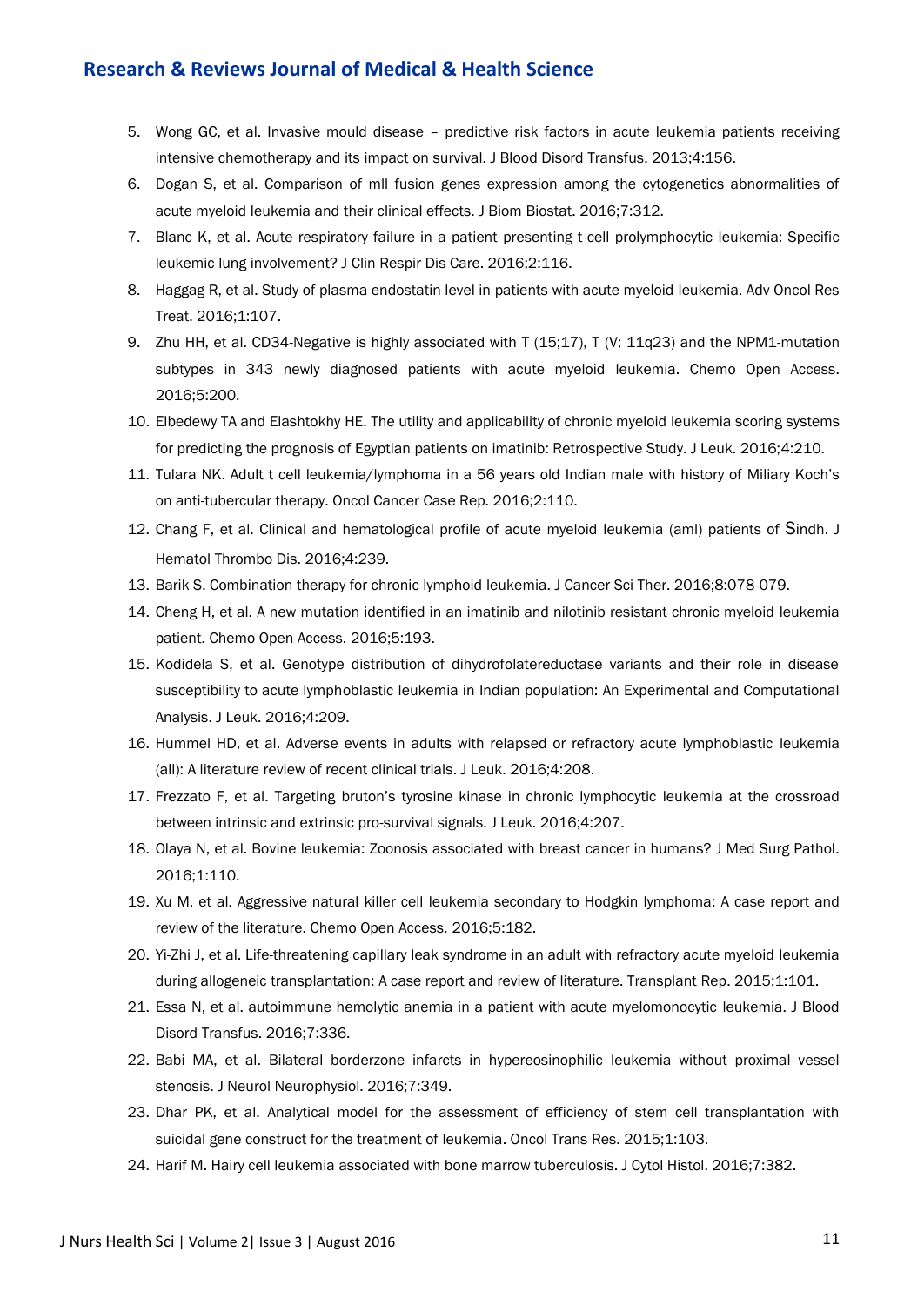5. Wong GC, et al. Invasive mould disease – predictive risk factors in acute leukemia patients receiving intensive chemotherapy and its impact on survival. J Blood Disord Transfus. 2013;4:156.
6. Dogan S, et al. Comparison of mll fusion genes expression among the cytogenetics abnormalities of acute myeloid leukemia and their clinical effects. J Biom Biostat. 2016;7:312.
7. Blanc K, et al. Acute respiratory failure in a patient presenting t-cell prolymphocytic leukemia: Specific leukemic lung involvement? J Clin Respir Dis Care. 2016;2:116.
8. Haggag R, et al. Study of plasma endostatin level in patients with acute myeloid leukemia. Adv Oncol Res Treat. 2016;1:107.
9. Zhu HH, et al. CD34-Negative is highly associated with T (15;17), T (V; 11q23) and the NPM1-mutation subtypes in 343 newly diagnosed patients with acute myeloid leukemia. Chemo Open Access. 2016;5:200.
10. Elbedewy TA and Elashtokhy HE. The utility and applicability of chronic myeloid leukemia scoring systems for predicting the prognosis of Egyptian patients on imatinib: Retrospective Study. J Leuk. 2016;4:210.
11. Tulara NK. Adult t cell leukemia/lymphoma in a 56 years old Indian male with history of Miliary Koch's on anti-tubercular therapy. Oncol Cancer Case Rep. 2016;2:110.
12. Chang F, et al. Clinical and hematological profile of acute myeloid leukemia (aml) patients of Sindh. J Hematol Thrombo Dis. 2016;4:239.
13. Barik S. Combination therapy for chronic lymphoid leukemia. J Cancer Sci Ther. 2016;8:078-079.
14. Cheng H, et al. A new mutation identified in an imatinib and nilotinib resistant chronic myeloid leukemia patient. Chemo Open Access. 2016;5:193.
15. Kodidela S, et al. Genotype distribution of dihydrofolatereductase variants and their role in disease susceptibility to acute lymphoblastic leukemia in Indian population: An Experimental and Computational Analysis. J Leuk. 2016;4:209.
16. Hummel HD, et al. Adverse events in adults with relapsed or refractory acute lymphoblastic leukemia (all): A literature review of recent clinical trials. J Leuk. 2016;4:208.
17. Frezzato F, et al. Targeting bruton's tyrosine kinase in chronic lymphocytic leukemia at the crossroad between intrinsic and extrinsic pro-survival signals. J Leuk. 2016;4:207.
18. Olaya N, et al. Bovine leukemia: Zoonosis associated with breast cancer in humans? J Med Surg Pathol. 2016;1:110.
19. Xu M, et al. Aggressive natural killer cell leukemia secondary to Hodgkin lymphoma: A case report and review of the literature. Chemo Open Access. 2016;5:182.
20. Yi-Zhi J, et al. Life-threatening capillary leak syndrome in an adult with refractory acute myeloid leukemia during allogeneic transplantation: A case report and review of literature. Transplant Rep. 2015;1:101.
21. Essa N, et al. autoimmune hemolytic anemia in a patient with acute myelomonocytic leukemia. J Blood Disord Transfus. 2016;7:336.
22. Babi MA, et al. Bilateral borderzone infarcts in hypereosinophilic leukemia without proximal vessel stenosis. J Neurol Neurophysiol. 2016;7:349.
23. Dhar PK, et al. Analytical model for the assessment of efficiency of stem cell transplantation with suicidal gene construct for the treatment of leukemia. Oncol Trans Res. 2015;1:103.
24. Harif M. Hairy cell leukemia associated with bone marrow tuberculosis. J Cytol Histol. 2016;7:382.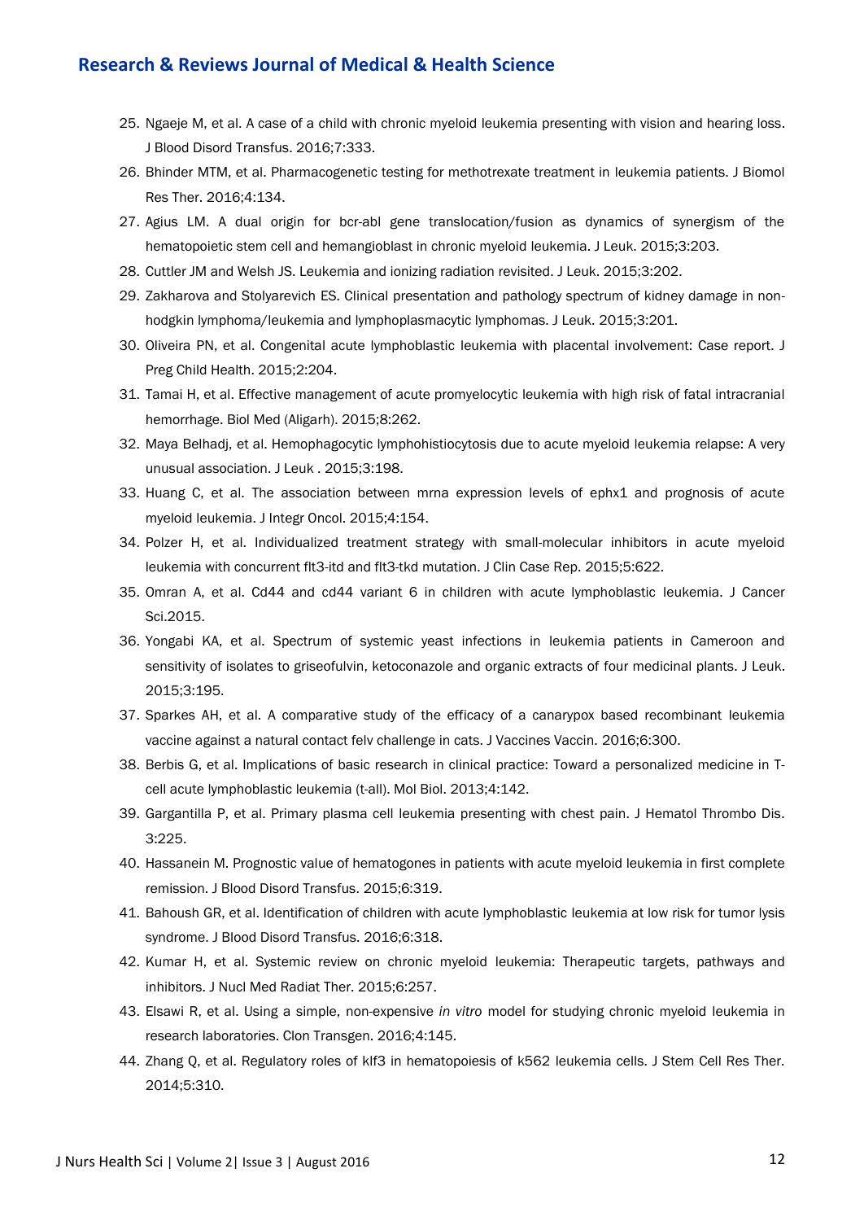25. Ngaeje M, et al. A case of a child with chronic myeloid leukemia presenting with vision and hearing loss. J Blood Disord Transfus. 2016;7:333.
26. Bhinder MTM, et al. Pharmacogenetic testing for methotrexate treatment in leukemia patients. J Biomol Res Ther. 2016;4:134.
27. Agius LM. A dual origin for bcr-abl gene translocation/fusion as dynamics of synergism of the hematopoietic stem cell and hemangioblast in chronic myeloid leukemia. J Leuk. 2015;3:203.
28. Cuttler JM and Welsh JS. Leukemia and ionizing radiation revisited. J Leuk. 2015;3:202.
29. Zakharova and Stolyarevich ES. Clinical presentation and pathology spectrum of kidney damage in non-hodgkin lymphoma/leukemia and lymphoplasmacytic lymphomas. J Leuk. 2015;3:201.
30. Oliveira PN, et al. Congenital acute lymphoblastic leukemia with placental involvement: Case report. J Preg Child Health. 2015;2:204.
31. Tamai H, et al. Effective management of acute promyelocytic leukemia with high risk of fatal intracranial hemorrhage. Biol Med (Aligarh). 2015;8:262.
32. Maya Belhadj, et al. Hemophagocytic lymphohistiocytosis due to acute myeloid leukemia relapse: A very unusual association. J Leuk . 2015;3:198.
33. Huang C, et al. The association between mrna expression levels of ephx1 and prognosis of acute myeloid leukemia. J Integr Oncol. 2015;4:154.
34. Polzer H, et al. Individualized treatment strategy with small-molecular inhibitors in acute myeloid leukemia with concurrent flt3-itd and flt3-tkd mutation. J Clin Case Rep. 2015;5:622.
35. Omran A, et al. Cd44 and cd44 variant 6 in children with acute lymphoblastic leukemia. J Cancer Sci.2015.
36. Yongabi KA, et al. Spectrum of systemic yeast infections in leukemia patients in Cameroon and sensitivity of isolates to griseofulvin, ketoconazole and organic extracts of four medicinal plants. J Leuk. 2015;3:195.
37. Sparkes AH, et al. A comparative study of the efficacy of a canarypox based recombinant leukemia vaccine against a natural contact felv challenge in cats. J Vaccines Vaccin. 2016;6:300.
38. Berbis G, et al. Implications of basic research in clinical practice: Toward a personalized medicine in T-cell acute lymphoblastic leukemia (t-all). Mol Biol. 2013;4:142.
39. Gargantilla P, et al. Primary plasma cell leukemia presenting with chest pain. J Hematol Thrombo Dis. 3:225.
40. Hassanein M. Prognostic value of hematogones in patients with acute myeloid leukemia in first complete remission. J Blood Disord Transfus. 2015;6:319.
41. Bahoush GR, et al. Identification of children with acute lymphoblastic leukemia at low risk for tumor lysis syndrome. J Blood Disord Transfus. 2016;6:318.
42. Kumar H, et al. Systemic review on chronic myeloid leukemia: Therapeutic targets, pathways and inhibitors. J Nucl Med Radiat Ther. 2015;6:257.
43. Elsawi R, et al. Using a simple, non-expensive *in vitro* model for studying chronic myeloid leukemia in research laboratories. Clon Transgen. 2016;4:145.
44. Zhang Q, et al. Regulatory roles of klf3 in hematopoiesis of k562 leukemia cells. J Stem Cell Res Ther. 2014;5:310.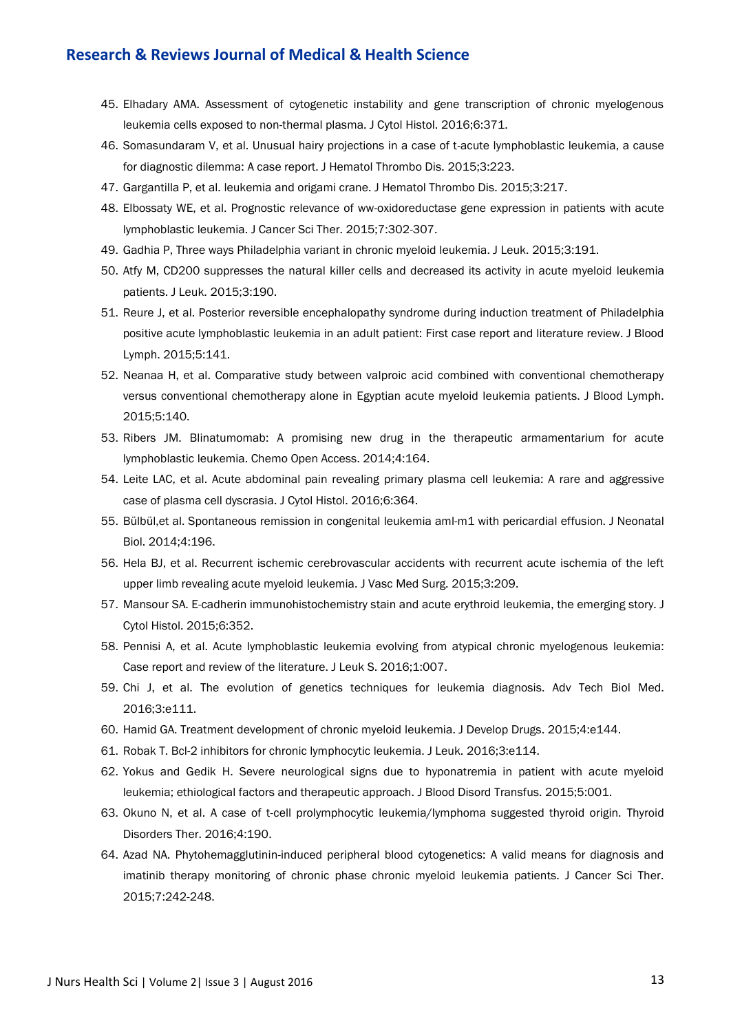45. Elhadary AMA. Assessment of cytogenetic instability and gene transcription of chronic myelogenous leukemia cells exposed to non-thermal plasma. J Cytol Histol. 2016;6:371.
46. Somasundaram V, et al. Unusual hairy projections in a case of t-acute lymphoblastic leukemia, a cause for diagnostic dilemma: A case report. J Hematol Thrombo Dis. 2015;3:223.
47. Gargantilla P, et al. leukemia and origami crane. J Hematol Thrombo Dis. 2015;3:217.
48. Elbossaty WE, et al. Prognostic relevance of ww-oxidoreductase gene expression in patients with acute lymphoblastic leukemia. J Cancer Sci Ther. 2015;7:302-307.
49. Gadhia P, Three ways Philadelphia variant in chronic myeloid leukemia. J Leuk. 2015;3:191.
50. Atfy M, CD200 suppresses the natural killer cells and decreased its activity in acute myeloid leukemia patients. J Leuk. 2015;3:190.
51. Reure J, et al. Posterior reversible encephalopathy syndrome during induction treatment of Philadelphia positive acute lymphoblastic leukemia in an adult patient: First case report and literature review. J Blood Lymph. 2015;5:141.
52. Neanaa H, et al. Comparative study between valproic acid combined with conventional chemotherapy versus conventional chemotherapy alone in Egyptian acute myeloid leukemia patients. J Blood Lymph. 2015;5:140.
53. Ribers JM. Blinatumomab: A promising new drug in the therapeutic armamentarium for acute lymphoblastic leukemia. Chemo Open Access. 2014;4:164.
54. Leite LAC, et al. Acute abdominal pain revealing primary plasma cell leukemia: A rare and aggressive case of plasma cell dyscrasia. J Cytol Histol. 2016;6:364.
55. Bülbül,et al. Spontaneous remission in congenital leukemia aml-m1 with pericardial effusion. J Neonatal Biol. 2014;4:196.
56. Hela BJ, et al. Recurrent ischemic cerebrovascular accidents with recurrent acute ischemia of the left upper limb revealing acute myeloid leukemia. J Vasc Med Surg. 2015;3:209.
57. Mansour SA. E-cadherin immunohistochemistry stain and acute erythroid leukemia, the emerging story. J Cytol Histol. 2015;6:352.
58. Pennisi A, et al. Acute lymphoblastic leukemia evolving from atypical chronic myelogenous leukemia: Case report and review of the literature. J Leuk S. 2016;1:007.
59. Chi J, et al. The evolution of genetics techniques for leukemia diagnosis. Adv Tech Biol Med. 2016;3:e111.
60. Hamid GA. Treatment development of chronic myeloid leukemia. J Develop Drugs. 2015;4:e144.
61. Robak T. Bcl-2 inhibitors for chronic lymphocytic leukemia. J Leuk. 2016;3:e114.
62. Yokus and Gedik H. Severe neurological signs due to hyponatremia in patient with acute myeloid leukemia; ethiological factors and therapeutic approach. J Blood Disord Transfus. 2015;5:001.
63. Okuno N, et al. A case of t-cell prolymphocytic leukemia/lymphoma suggested thyroid origin. Thyroid Disorders Ther. 2016;4:190.
64. Azad NA. Phytohemagglutinin-induced peripheral blood cytogenetics: A valid means for diagnosis and imatinib therapy monitoring of chronic phase chronic myeloid leukemia patients. J Cancer Sci Ther. 2015;7:242-248.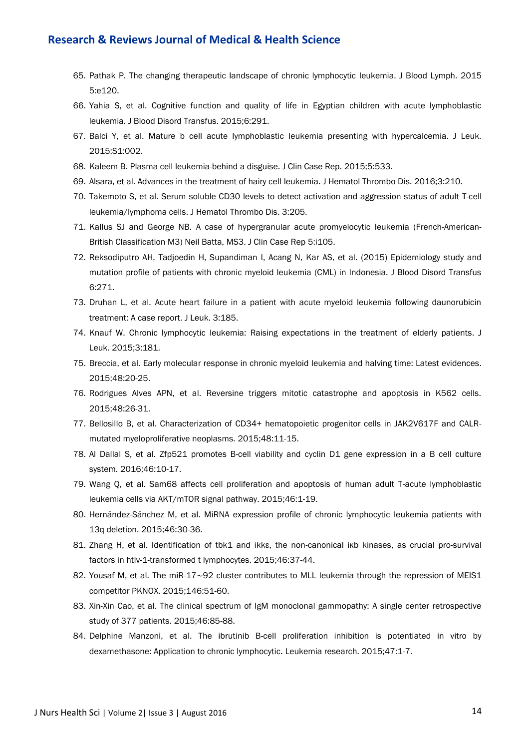65. Pathak P. The changing therapeutic landscape of chronic lymphocytic leukemia. J Blood Lymph. 2015 5:e120.
66. Yahia S, et al. Cognitive function and quality of life in Egyptian children with acute lymphoblastic leukemia. J Blood Disord Transfus. 2015;6:291.
67. Balci Y, et al. Mature b cell acute lymphoblastic leukemia presenting with hypercalcemia. J Leuk. 2015;S1:002.
68. Kaleem B. Plasma cell leukemia-behind a disguise. J Clin Case Rep. 2015;5:533.
69. Alsara, et al. Advances in the treatment of hairy cell leukemia. J Hematol Thrombo Dis. 2016;3:210.
70. Takemoto S, et al. Serum soluble CD30 levels to detect activation and aggression status of adult T-cell leukemia/lymphoma cells. J Hematol Thrombo Dis. 3:205.
71. Kallus SJ and George NB. A case of hypergranular acute promyelocytic leukemia (French-American-British Classification M3) Neil Batta, MS3. J Clin Case Rep 5:i105.
72. Reksodiputro AH, Tadjoedin H, Supandiman I, Acang N, Kar AS, et al. (2015) Epidemiology study and mutation profile of patients with chronic myeloid leukemia (CML) in Indonesia. J Blood Disord Transfus 6:271.
73. Druhan L, et al. Acute heart failure in a patient with acute myeloid leukemia following daunorubicin treatment: A case report. J Leuk. 3:185.
74. Knauf W. Chronic lymphocytic leukemia: Raising expectations in the treatment of elderly patients. J Leuk. 2015;3:181.
75. Breccia, et al. Early molecular response in chronic myeloid leukemia and halving time: Latest evidences. 2015;48:20-25.
76. Rodrigues Alves APN, et al. Reversine triggers mitotic catastrophe and apoptosis in K562 cells. 2015;48:26-31.
77. Bellosillo B, et al. Characterization of CD34+ hematopoietic progenitor cells in JAK2V617F and CALR-mutated myeloproliferative neoplasms. 2015;48:11-15.
78. Al Dallal S, et al. Zfp521 promotes B-cell viability and cyclin D1 gene expression in a B cell culture system. 2016;46:10-17.
79. Wang Q, et al. Sam68 affects cell proliferation and apoptosis of human adult T-acute lymphoblastic leukemia cells via AKT/mTOR signal pathway. 2015;46:1-19.
80. Hernández-Sánchez M, et al. MiRNA expression profile of chronic lymphocytic leukemia patients with 13q deletion. 2015;46:30-36.
81. Zhang H, et al. Identification of tbk1 and ikkε, the non-canonical iκb kinases, as crucial pro-survival factors in htlv-1-transformed t lymphocytes. 2015;46:37-44.
82. Yousaf M, et al. The miR-17~92 cluster contributes to MLL leukemia through the repression of MEIS1 competitor PKNOX. 2015;146:51-60.
83. Xin-Xin Cao, et al. The clinical spectrum of IgM monoclonal gammopathy: A single center retrospective study of 377 patients. 2015;46:85-88.
84. Delphine Manzoni, et al. The ibrutinib B-cell proliferation inhibition is potentiated in vitro by dexamethasone: Application to chronic lymphocytic. Leukemia research. 2015;47:1-7.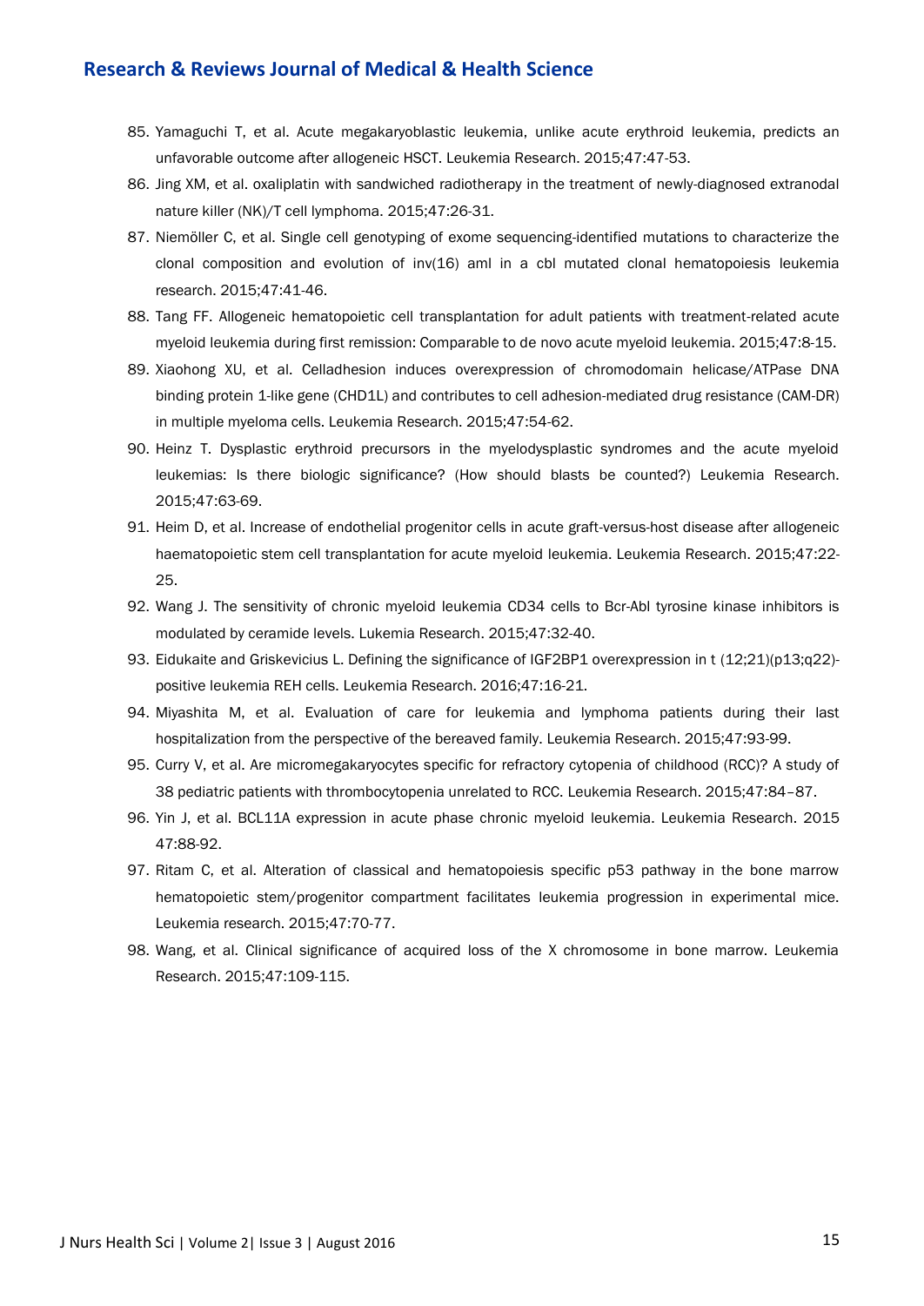85. Yamaguchi T, et al. Acute megakaryoblastic leukemia, unlike acute erythroid leukemia, predicts an unfavorable outcome after allogeneic HSCT. Leukemia Research. 2015;47:47-53.
86. Jing XM, et al. oxaliplatin with sandwiched radiotherapy in the treatment of newly-diagnosed extranodal nature killer (NK)/T cell lymphoma. 2015;47:26-31.
87. Niemöller C, et al. Single cell genotyping of exome sequencing-identified mutations to characterize the clonal composition and evolution of inv(16) aml in a cbl mutated clonal hematopoiesis leukemia research. 2015;47:41-46.
88. Tang FF. Allogeneic hematopoietic cell transplantation for adult patients with treatment-related acute myeloid leukemia during first remission: Comparable to de novo acute myeloid leukemia. 2015;47:8-15.
89. Xiaohong XU, et al. Celladhesion induces overexpression of chromodomain helicase/ATPase DNA binding protein 1-like gene (CHD1L) and contributes to cell adhesion-mediated drug resistance (CAM-DR) in multiple myeloma cells. Leukemia Research. 2015;47:54-62.
90. Heinz T. Dysplastic erythroid precursors in the myelodysplastic syndromes and the acute myeloid leukemias: Is there biologic significance? (How should blasts be counted?) Leukemia Research. 2015;47:63-69.
91. Heim D, et al. Increase of endothelial progenitor cells in acute graft-versus-host disease after allogeneic haematopoietic stem cell transplantation for acute myeloid leukemia. Leukemia Research. 2015;47:22-25.
92. Wang J. The sensitivity of chronic myeloid leukemia CD34 cells to Bcr-Abl tyrosine kinase inhibitors is modulated by ceramide levels. Lukemia Research. 2015;47:32-40.
93. Eidukaite and Griskevicius L. Defining the significance of IGF2BP1 overexpression in t (12;21)(p13;q22)-positive leukemia REH cells. Leukemia Research. 2016;47:16-21.
94. Miyashita M, et al. Evaluation of care for leukemia and lymphoma patients during their last hospitalization from the perspective of the bereaved family. Leukemia Research. 2015;47:93-99.
95. Curry V, et al. Are micromegakaryocytes specific for refractory cytopenia of childhood (RCC)? A study of 38 pediatric patients with thrombocytopenia unrelated to RCC. Leukemia Research. 2015;47:84–87.
96. Yin J, et al. BCL11A expression in acute phase chronic myeloid leukemia. Leukemia Research. 2015 47:88-92.
97. Ritam C, et al. Alteration of classical and hematopoiesis specific p53 pathway in the bone marrow hematopoietic stem/progenitor compartment facilitates leukemia progression in experimental mice. Leukemia research. 2015;47:70-77.
98. Wang, et al. Clinical significance of acquired loss of the X chromosome in bone marrow. Leukemia Research. 2015;47:109-115.